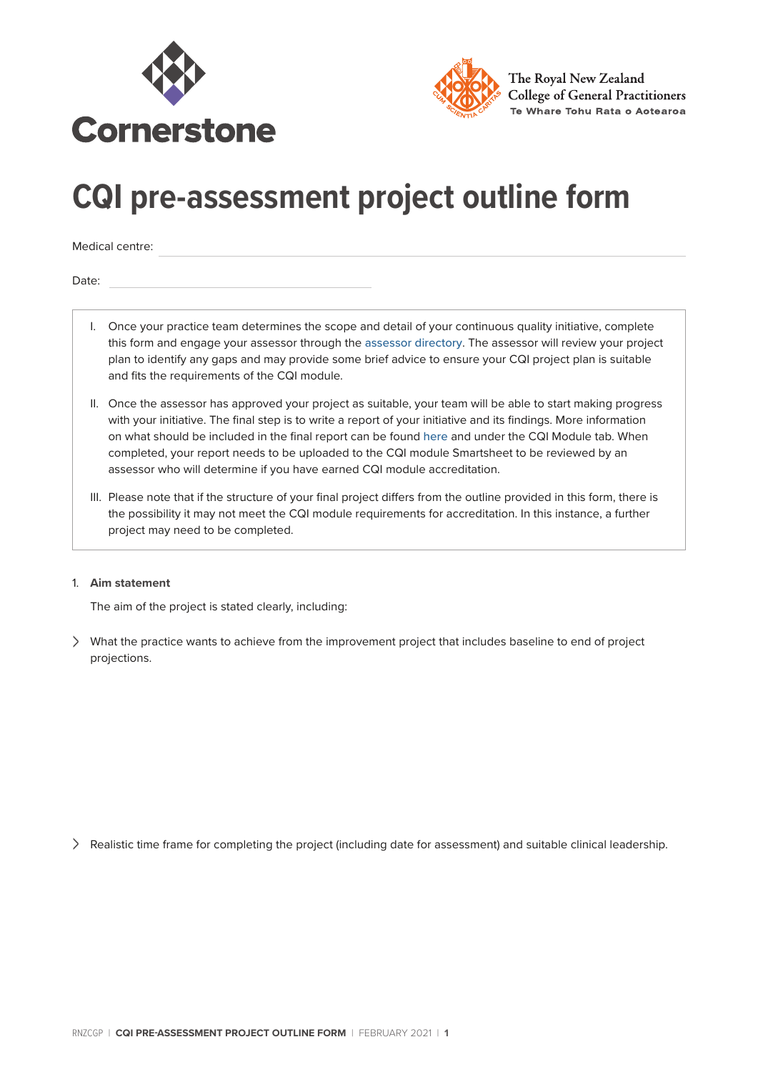Cornerstone

The Royal New Zealand College of General Practitioners
Te Whare Tohu Rata o Aotearoa

# CQI pre-assessment project outline form

Medical centre:

Date:

I. Once your practice team determines the scope and detail of your continuous quality initiative, complete this form and engage your assessor through the assessor directory. The assessor will review your project plan to identify any gaps and may provide some brief advice to ensure your CQI project plan is suitable and fits the requirements of the CQI module.

II. Once the assessor has approved your project as suitable, your team will be able to start making progress with your initiative. The final step is to write a report of your initiative and its findings. More information on what should be included in the final report can be found here and under the CQI Module tab. When completed, your report needs to be uploaded to the CQI module Smartsheet to be reviewed by an assessor who will determine if you have earned CQI module accreditation.

III. Please note that if the structure of your final project differs from the outline provided in this form, there is the possibility it may not meet the CQI module requirements for accreditation. In this instance, a further project may need to be completed.

1. **Aim statement**

   The aim of the project is stated clearly, including:

- What the practice wants to achieve from the improvement project that includes baseline to end of project projections.

- Realistic time frame for completing the project (including date for assessment) and suitable clinical leadership.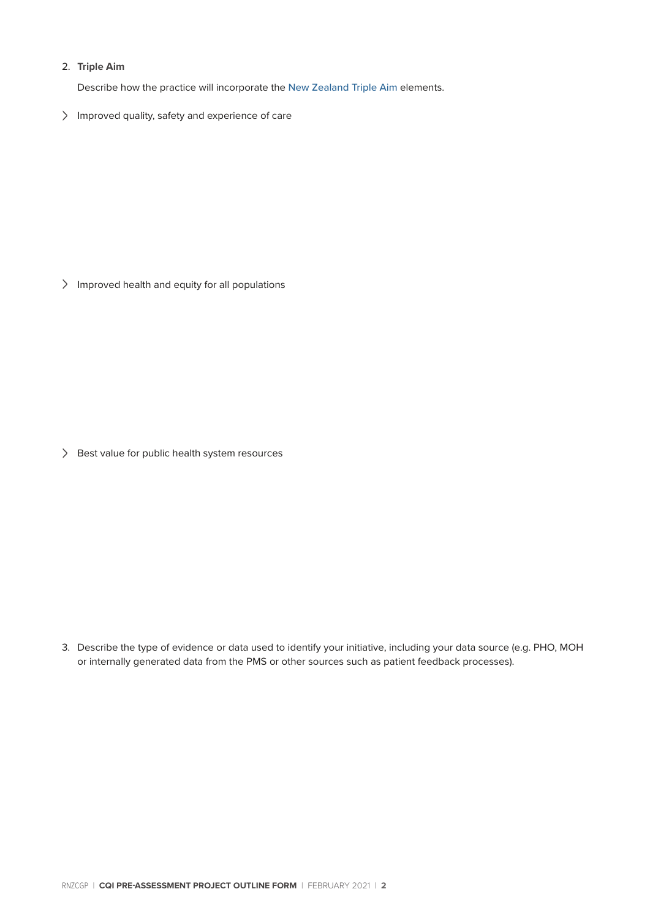2. **Triple Aim**

   Describe how the practice will incorporate the New Zealand Triple Aim elements.

- Improved quality, safety and experience of care

- Improved health and equity for all populations

- Best value for public health system resources

3. Describe the type of evidence or data used to identify your initiative, including your data source (e.g. PHO, MOH or internally generated data from the PMS or other sources such as patient feedback processes).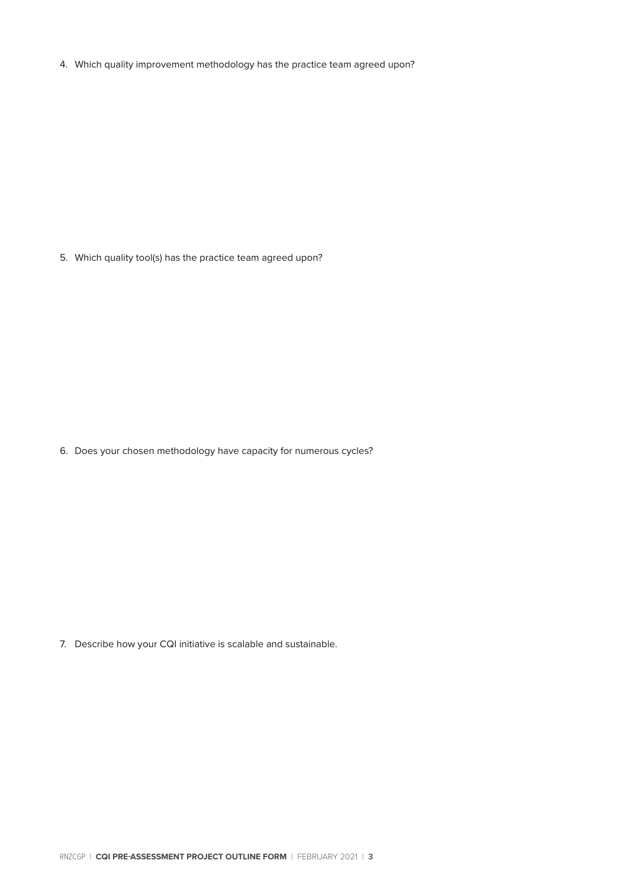4. Which quality improvement methodology has the practice team agreed upon?

5. Which quality tool(s) has the practice team agreed upon?

6. Does your chosen methodology have capacity for numerous cycles?

7. Describe how your CQI initiative is scalable and sustainable.